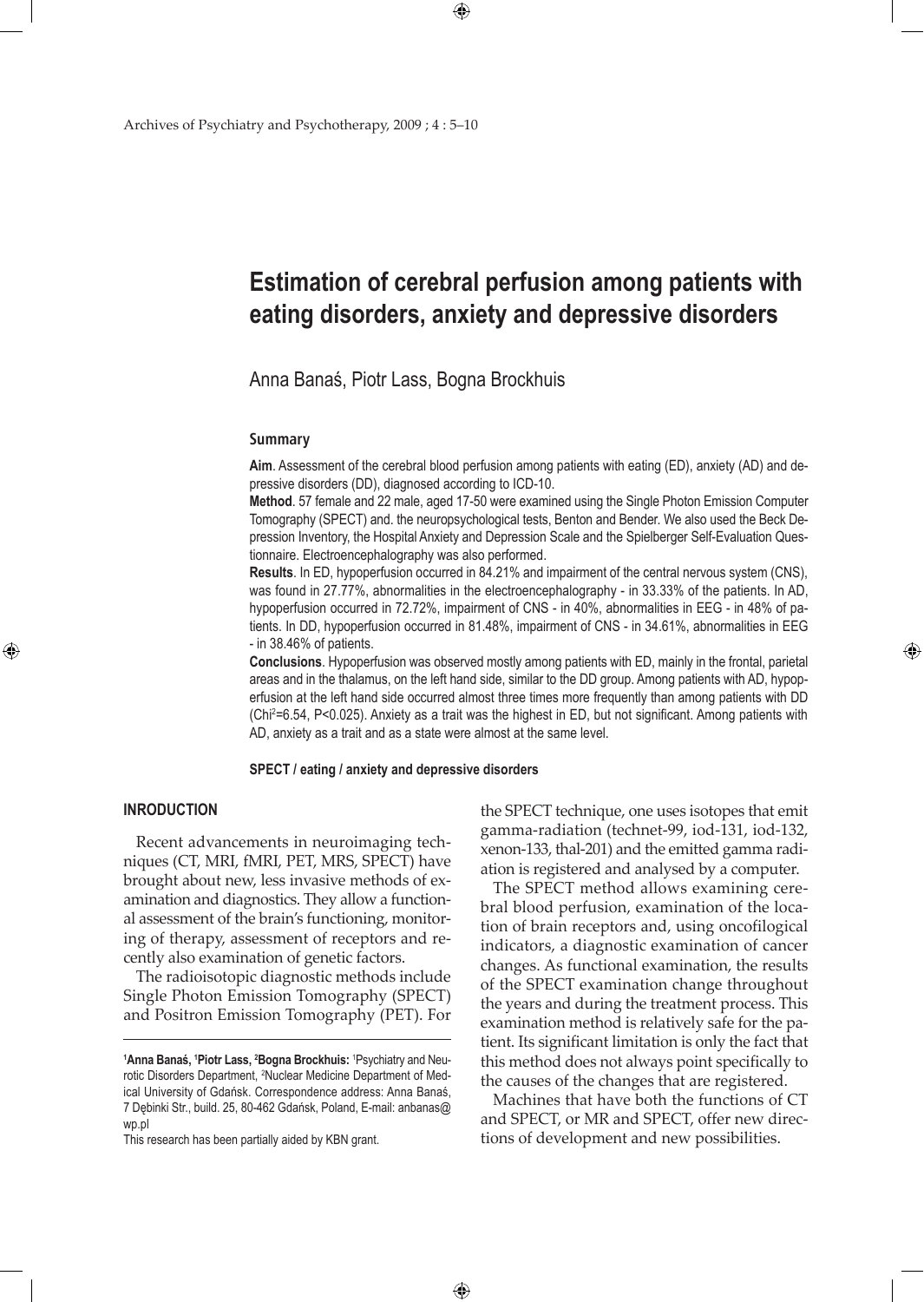# Estimation of cerebral perfusion among patients with eating disorders, anxiety and depressive disorders

Anna Banaś, Piotr Lass, Bogna Brockhuis

## Summary

**Aim**. Assessment of the cerebral blood perfusion among patients with eating (ED), anxiety (AD) and depressive disorders (DD), diagnosed according to ICD-10.

**Method**. 57 female and 22 male, aged 17-50 were examined using the Single Photon Emission Computer Tomography (SPECT) and. the neuropsychological tests, Benton and Bender. We also used the Beck Depression Inventory, the Hospital Anxiety and Depression Scale and the Spielberger Self-Evaluation Questionnaire. Electroencephalography was also performed.

**Results**. In ED, hypoperfusion occurred in 84.21% and impairment of the central nervous system (CNS), was found in 27.77%, abnormalities in the electroencephalography - in 33.33% of the patients. In AD, hypoperfusion occurred in 72.72%, impairment of CNS - in 40%, abnormalities in EEG - in 48% of patients. In DD, hypoperfusion occurred in 81.48%, impairment of CNS - in 34.61%, abnormalities in EEG - in 38.46% of patients.

**Conclusions**. Hypoperfusion was observed mostly among patients with ED, mainly in the frontal, parietal areas and in the thalamus, on the left hand side, similar to the DD group. Among patients with AD, hypoperfusion at the left hand side occurred almost three times more frequently than among patients with DD ($Chi^2=6.54$, $P<0.025$). Anxiety as a trait was the highest in ED, but not significant. Among patients with AD, anxiety as a trait and as a state were almost at the same level.

**SPECT / eating / anxiety and depressive disorders**

## INRODUCTION

Recent advancements in neuroimaging techniques (CT, MRI, fMRI, PET, MRS, SPECT) have brought about new, less invasive methods of examination and diagnostics. They allow a functional assessment of the brain's functioning, monitoring of therapy, assessment of receptors and recently also examination of genetic factors.

The radioisotopic diagnostic methods include Single Photon Emission Tomography (SPECT) and Positron Emission Tomography (PET). For the SPECT technique, one uses isotopes that emit gamma-radiation (technet-99, iod-131, iod-132, xenon-133, thal-201) and the emitted gamma radiation is registered and analysed by a computer.

The SPECT method allows examining cerebral blood perfusion, examination of the location of brain receptors and, using oncofilogical indicators, a diagnostic examination of cancer changes. As functional examination, the results of the SPECT examination change throughout the years and during the treatment process. This examination method is relatively safe for the patient. Its significant limitation is only the fact that this method does not always point specifically to the causes of the changes that are registered.

Machines that have both the functions of CT and SPECT, or MR and SPECT, offer new directions of development and new possibilities.

---

[1]**Anna Banaś, [1]Piotr Lass, [2]Bogna Brockhuis:** [1]Psychiatry and Neurotic Disorders Department, [2]Nuclear Medicine Department of Medical University of Gdańsk. Correspondence address: Anna Banaś, 7 Dębinki Str., build. 25, 80-462 Gdańsk, Poland, E-mail: anbanas@wp.pl

This research has been partially aided by KBN grant.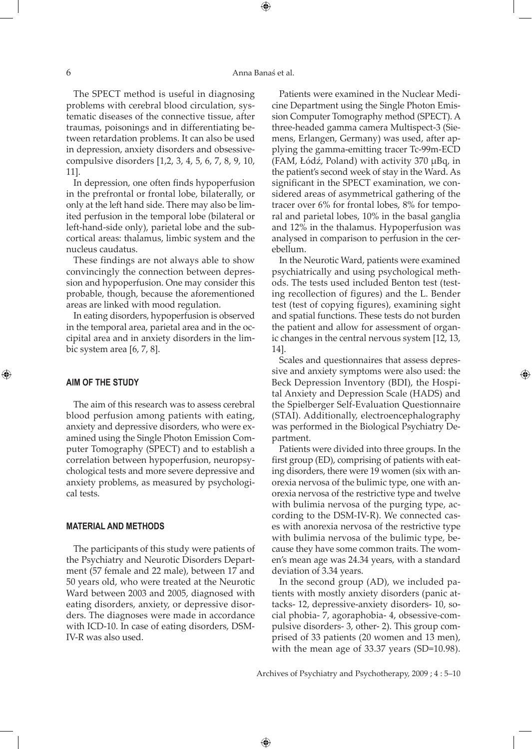The SPECT method is useful in diagnosing problems with cerebral blood circulation, systematic diseases of the connective tissue, after traumas, poisonings and in differentiating between retardation problems. It can also be used in depression, anxiety disorders and obsessive-compulsive disorders [1,2, 3, 4, 5, 6, 7, 8, 9, 10, 11].

In depression, one often finds hypoperfusion in the prefrontal or frontal lobe, bilaterally, or only at the left hand side. There may also be limited perfusion in the temporal lobe (bilateral or left-hand-side only), parietal lobe and the subcortical areas: thalamus, limbic system and the nucleus caudatus.

These findings are not always able to show convincingly the connection between depression and hypoperfusion. One may consider this probable, though, because the aforementioned areas are linked with mood regulation.

In eating disorders, hypoperfusion is observed in the temporal area, parietal area and in the occipital area and in anxiety disorders in the limbic system area [6, 7, 8].

## AIM OF THE STUDY

The aim of this research was to assess cerebral blood perfusion among patients with eating, anxiety and depressive disorders, who were examined using the Single Photon Emission Computer Tomography (SPECT) and to establish a correlation between hypoperfusion, neuropsychological tests and more severe depressive and anxiety problems, as measured by psychological tests.

## MATERIAL AND METHODS

The participants of this study were patients of the Psychiatry and Neurotic Disorders Department (57 female and 22 male), between 17 and 50 years old, who were treated at the Neurotic Ward between 2003 and 2005, diagnosed with eating disorders, anxiety, or depressive disorders. The diagnoses were made in accordance with ICD-10. In case of eating disorders, DSM-IV-R was also used.

Patients were examined in the Nuclear Medicine Department using the Single Photon Emission Computer Tomography method (SPECT). A three-headed gamma camera Multispect-3 (Siemens, Erlangen, Germany) was used, after applying the gamma-emitting tracer Tc-99m-ECD (FAM, Łódź, Poland) with activity 370 μBq, in the patient's second week of stay in the Ward. As significant in the SPECT examination, we considered areas of asymmetrical gathering of the tracer over 6% for frontal lobes, 8% for temporal and parietal lobes, 10% in the basal ganglia and 12% in the thalamus. Hypoperfusion was analysed in comparison to perfusion in the cerebellum.

In the Neurotic Ward, patients were examined psychiatrically and using psychological methods. The tests used included Benton test (testing recollection of figures) and the L. Bender test (test of copying figures), examining sight and spatial functions. These tests do not burden the patient and allow for assessment of organic changes in the central nervous system [12, 13, 14].

Scales and questionnaires that assess depressive and anxiety symptoms were also used: the Beck Depression Inventory (BDI), the Hospital Anxiety and Depression Scale (HADS) and the Spielberger Self-Evaluation Questionnaire (STAI). Additionally, electroencephalography was performed in the Biological Psychiatry Department.

Patients were divided into three groups. In the first group (ED), comprising of patients with eating disorders, there were 19 women (six with anorexia nervosa of the bulimic type, one with anorexia nervosa of the restrictive type and twelve with bulimia nervosa of the purging type, according to the DSM-IV-R). We connected cases with anorexia nervosa of the restrictive type with bulimia nervosa of the bulimic type, because they have some common traits. The women's mean age was 24.34 years, with a standard deviation of 3.34 years.

In the second group (AD), we included patients with mostly anxiety disorders (panic attacks- 12, depressive-anxiety disorders- 10, social phobia- 7, agoraphobia- 4, obsessive-compulsive disorders- 3, other- 2). This group comprised of 33 patients (20 women and 13 men), with the mean age of 33.37 years (SD=10.98).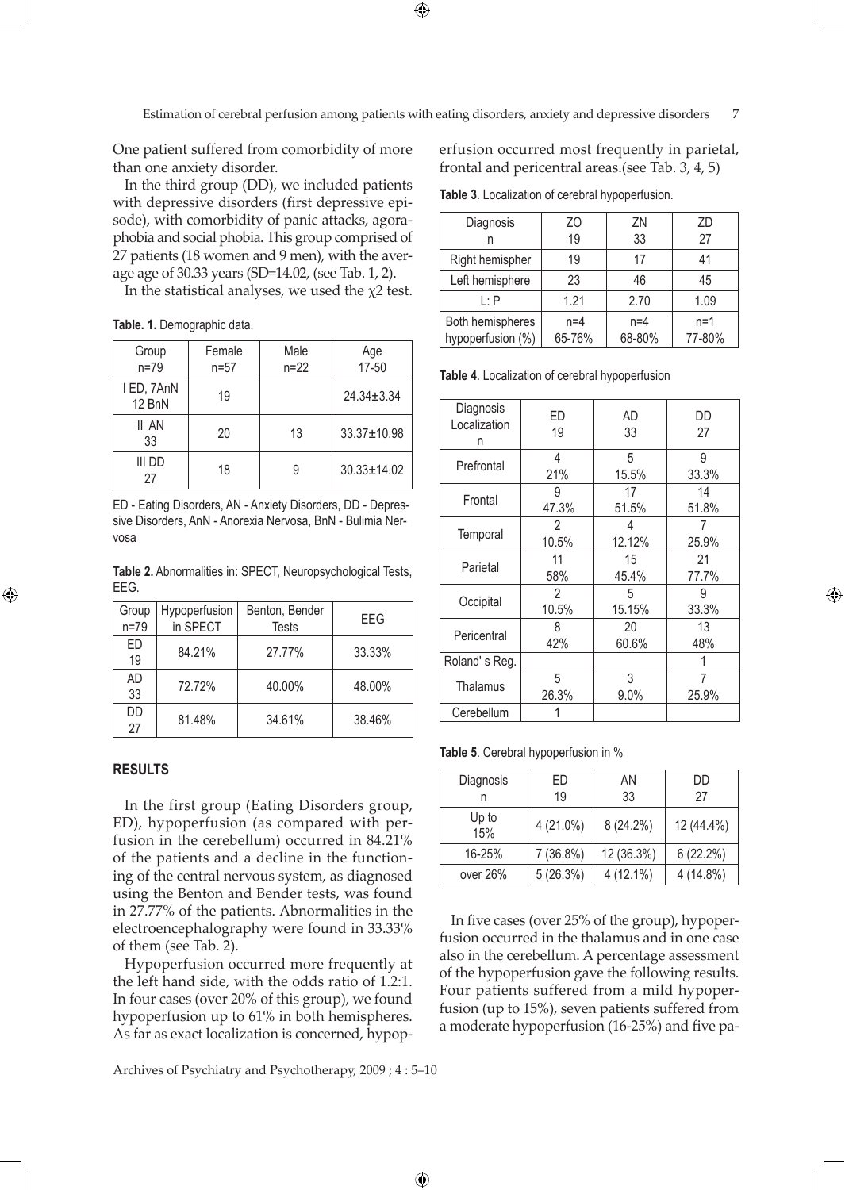One patient suffered from comorbidity of more than one anxiety disorder.

In the third group (DD), we included patients with depressive disorders (first depressive episode), with comorbidity of panic attacks, agoraphobia and social phobia. This group comprised of 27 patients (18 women and 9 men), with the average age of 30.33 years (SD=14.02, (see Tab. 1, 2).

In the statistical analyses, we used the $\chi2$ test.

**Table. 1.** Demographic data.

| Group n=79 | Female n=57 | Male n=22 | Age 17-50 |
|---|---|---|---|
| I ED, 7AnN 12 BnN | 19 | | 24.34±3.34 |
| II AN 33 | 20 | 13 | 33.37±10.98 |
| III DD 27 | 18 | 9 | 30.33±14.02 |

ED - Eating Disorders, AN - Anxiety Disorders, DD - Depressive Disorders, AnN - Anorexia Nervosa, BnN - Bulimia Nervosa

**Table 2.** Abnormalities in: SPECT, Neuropsychological Tests, EEG.

| Group n=79 | Hypoperfusion in SPECT | Benton, Bender Tests | EEG |
|---|---|---|---|
| ED 19 | 84.21% | 27.77% | 33.33% |
| AD 33 | 72.72% | 40.00% | 48.00% |
| DD 27 | 81.48% | 34.61% | 38.46% |

## RESULTS

In the first group (Eating Disorders group, ED), hypoperfusion (as compared with perfusion in the cerebellum) occurred in 84.21% of the patients and a decline in the functioning of the central nervous system, as diagnosed using the Benton and Bender tests, was found in 27.77% of the patients. Abnormalities in the electroencephalography were found in 33.33% of them (see Tab. 2).

Hypoperfusion occurred more frequently at the left hand side, with the odds ratio of 1.2:1. In four cases (over 20% of this group), we found hypoperfusion up to 61% in both hemispheres. As far as exact localization is concerned, hypoperfusion occurred most frequently in parietal, frontal and pericentral areas.(see Tab. 3, 4, 5)

**Table 3**. Localization of cerebral hypoperfusion.

| Diagnosis n | ZO 19 | ZN 33 | ZD 27 |
|---|---|---|---|
| Right hemispher | 19 | 17 | 41 |
| Left hemisphere | 23 | 46 | 45 |
| L: P | 1.21 | 2.70 | 1.09 |
| Both hemispheres hypoperfusion (%) | n=4 65-76% | n=4 68-80% | n=1 77-80% |

**Table 4**. Localization of cerebral hypoperfusion

| Diagnosis Localization n | ED 19 | AD 33 | DD 27 |
|---|---|---|---|
| Prefrontal | 4 21% | 5 15.5% | 9 33.3% |
| Frontal | 9 47.3% | 17 51.5% | 14 51.8% |
| Temporal | 2 10.5% | 4 12.12% | 7 25.9% |
| Parietal | 11 58% | 15 45.4% | 21 77.7% |
| Occipital | 2 10.5% | 5 15.15% | 9 33.3% |
| Pericentral | 8 42% | 20 60.6% | 13 48% |
| Roland' s Reg. | | | 1 |
| Thalamus | 5 26.3% | 3 9.0% | 7 25.9% |
| Cerebellum | 1 | | |

**Table 5**. Cerebral hypoperfusion in %

| Diagnosis n | ED 19 | AN 33 | DD 27 |
|---|---|---|---|
| Up to 15% | 4 (21.0%) | 8 (24.2%) | 12 (44.4%) |
| 16-25% | 7 (36.8%) | 12 (36.3%) | 6 (22.2%) |
| over 26% | 5 (26.3%) | 4 (12.1%) | 4 (14.8%) |

In five cases (over 25% of the group), hypoperfusion occurred in the thalamus and in one case also in the cerebellum. A percentage assessment of the hypoperfusion gave the following results. Four patients suffered from a mild hypoperfusion (up to 15%), seven patients suffered from a moderate hypoperfusion (16-25%) and five pa-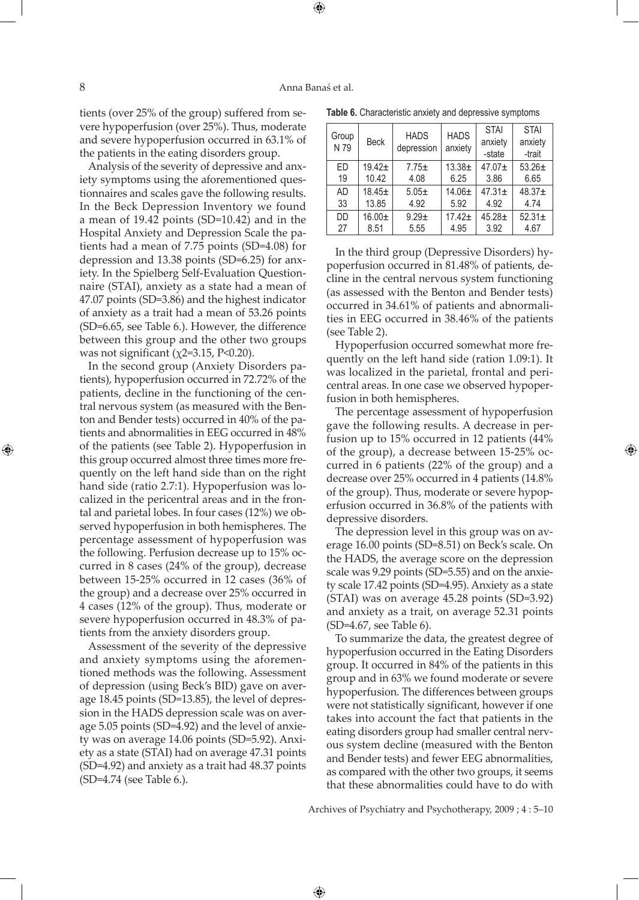tients (over 25% of the group) suffered from severe hypoperfusion (over 25%). Thus, moderate and severe hypoperfusion occurred in 63.1% of the patients in the eating disorders group.

Analysis of the severity of depressive and anxiety symptoms using the aforementioned questionnaires and scales gave the following results. In the Beck Depression Inventory we found a mean of 19.42 points (SD=10.42) and in the Hospital Anxiety and Depression Scale the patients had a mean of 7.75 points (SD=4.08) for depression and 13.38 points (SD=6.25) for anxiety. In the Spielberg Self-Evaluation Questionnaire (STAI), anxiety as a state had a mean of 47.07 points (SD=3.86) and the highest indicator of anxiety as a trait had a mean of 53.26 points (SD=6.65, see Table 6.). However, the difference between this group and the other two groups was not significant ($\chi 2$=3.15, P<0.20).

In the second group (Anxiety Disorders patients), hypoperfusion occurred in 72.72% of the patients, decline in the functioning of the central nervous system (as measured with the Benton and Bender tests) occurred in 40% of the patients and abnormalities in EEG occurred in 48% of the patients (see Table 2). Hypoperfusion in this group occurred almost three times more frequently on the left hand side than on the right hand side (ratio 2.7:1). Hypoperfusion was localized in the pericentral areas and in the frontal and parietal lobes. In four cases (12%) we observed hypoperfusion in both hemispheres. The percentage assessment of hypoperfusion was the following. Perfusion decrease up to 15% occurred in 8 cases (24% of the group), decrease between 15-25% occurred in 12 cases (36% of the group) and a decrease over 25% occurred in 4 cases (12% of the group). Thus, moderate or severe hypoperfusion occurred in 48.3% of patients from the anxiety disorders group.

Assessment of the severity of the depressive and anxiety symptoms using the aforementioned methods was the following. Assessment of depression (using Beck's BID) gave on average 18.45 points (SD=13.85), the level of depression in the HADS depression scale was on average 5.05 points (SD=4.92) and the level of anxiety was on average 14.06 points (SD=5.92). Anxiety as a state (STAI) had on average 47.31 points (SD=4.92) and anxiety as a trait had 48.37 points (SD=4.74 (see Table 6.).

**Table 6.** Characteristic anxiety and depressive symptoms

| Group N 79 | Beck | HADS depression | HADS anxiety | STAI anxiety -state | STAI anxiety -trait |
|---|---|---|---|---|---|
| ED 19 | 19.42± 10.42 | 7.75± 4.08 | 13.38± 6.25 | 47.07± 3.86 | 53.26± 6.65 |
| AD 33 | 18.45± 13.85 | 5.05± 4.92 | 14.06± 5.92 | 47.31± 4.92 | 48.37± 4.74 |
| DD 27 | 16.00± 8.51 | 9.29± 5.55 | 17.42± 4.95 | 45.28± 3.92 | 52.31± 4.67 |

In the third group (Depressive Disorders) hypoperfusion occurred in 81.48% of patients, decline in the central nervous system functioning (as assessed with the Benton and Bender tests) occurred in 34.61% of patients and abnormalities in EEG occurred in 38.46% of the patients (see Table 2).

Hypoperfusion occurred somewhat more frequently on the left hand side (ration 1.09:1). It was localized in the parietal, frontal and pericentral areas. In one case we observed hypoperfusion in both hemispheres.

The percentage assessment of hypoperfusion gave the following results. A decrease in perfusion up to 15% occurred in 12 patients (44% of the group), a decrease between 15-25% occurred in 6 patients (22% of the group) and a decrease over 25% occurred in 4 patients (14.8% of the group). Thus, moderate or severe hypoperfusion occurred in 36.8% of the patients with depressive disorders.

The depression level in this group was on average 16.00 points (SD=8.51) on Beck's scale. On the HADS, the average score on the depression scale was 9.29 points (SD=5.55) and on the anxiety scale 17.42 points (SD=4.95). Anxiety as a state (STAI) was on average 45.28 points (SD=3.92) and anxiety as a trait, on average 52.31 points (SD=4.67, see Table 6).

To summarize the data, the greatest degree of hypoperfusion occurred in the Eating Disorders group. It occurred in 84% of the patients in this group and in 63% we found moderate or severe hypoperfusion. The differences between groups were not statistically significant, however if one takes into account the fact that patients in the eating disorders group had smaller central nervous system decline (measured with the Benton and Bender tests) and fewer EEG abnormalities, as compared with the other two groups, it seems that these abnormalities could have to do with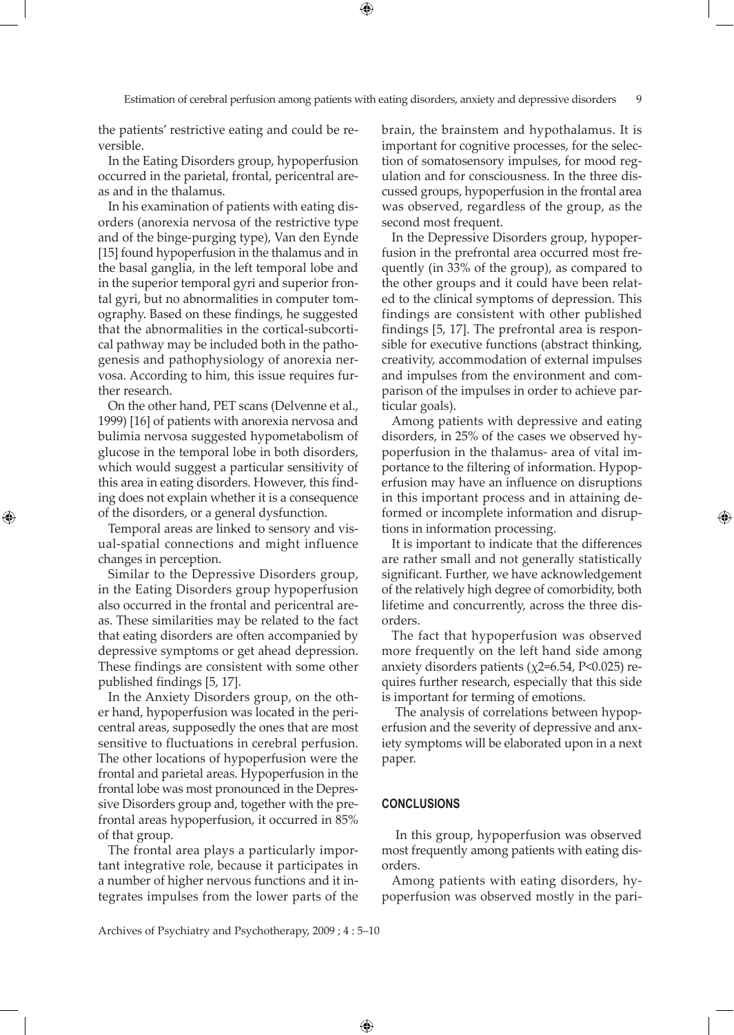the patients' restrictive eating and could be reversible.

In the Eating Disorders group, hypoperfusion occurred in the parietal, frontal, pericentral areas and in the thalamus.

In his examination of patients with eating disorders (anorexia nervosa of the restrictive type and of the binge-purging type), Van den Eynde [15] found hypoperfusion in the thalamus and in the basal ganglia, in the left temporal lobe and in the superior temporal gyri and superior frontal gyri, but no abnormalities in computer tomography. Based on these findings, he suggested that the abnormalities in the cortical-subcortical pathway may be included both in the pathogenesis and pathophysiology of anorexia nervosa. According to him, this issue requires further research.

On the other hand, PET scans (Delvenne et al., 1999) [16] of patients with anorexia nervosa and bulimia nervosa suggested hypometabolism of glucose in the temporal lobe in both disorders, which would suggest a particular sensitivity of this area in eating disorders. However, this finding does not explain whether it is a consequence of the disorders, or a general dysfunction.

Temporal areas are linked to sensory and visual-spatial connections and might influence changes in perception.

Similar to the Depressive Disorders group, in the Eating Disorders group hypoperfusion also occurred in the frontal and pericentral areas. These similarities may be related to the fact that eating disorders are often accompanied by depressive symptoms or get ahead depression. These findings are consistent with some other published findings [5, 17].

In the Anxiety Disorders group, on the other hand, hypoperfusion was located in the pericentral areas, supposedly the ones that are most sensitive to fluctuations in cerebral perfusion. The other locations of hypoperfusion were the frontal and parietal areas. Hypoperfusion in the frontal lobe was most pronounced in the Depressive Disorders group and, together with the prefrontal areas hypoperfusion, it occurred in 85% of that group.

The frontal area plays a particularly important integrative role, because it participates in a number of higher nervous functions and it integrates impulses from the lower parts of the brain, the brainstem and hypothalamus. It is important for cognitive processes, for the selection of somatosensory impulses, for mood regulation and for consciousness. In the three discussed groups, hypoperfusion in the frontal area was observed, regardless of the group, as the second most frequent.

In the Depressive Disorders group, hypoperfusion in the prefrontal area occurred most frequently (in 33% of the group), as compared to the other groups and it could have been related to the clinical symptoms of depression. This findings are consistent with other published findings [5, 17]. The prefrontal area is responsible for executive functions (abstract thinking, creativity, accommodation of external impulses and impulses from the environment and comparison of the impulses in order to achieve particular goals).

Among patients with depressive and eating disorders, in 25% of the cases we observed hypoperfusion in the thalamus- area of vital importance to the filtering of information. Hypoperfusion may have an influence on disruptions in this important process and in attaining deformed or incomplete information and disruptions in information processing.

It is important to indicate that the differences are rather small and not generally statistically significant. Further, we have acknowledgement of the relatively high degree of comorbidity, both lifetime and concurrently, across the three disorders.

The fact that hypoperfusion was observed more frequently on the left hand side among anxiety disorders patients ($\chi^2$=6.54, $P<0.025$) requires further research, especially that this side is important for terming of emotions.

The analysis of correlations between hypoperfusion and the severity of depressive and anxiety symptoms will be elaborated upon in a next paper.

## CONCLUSIONS

In this group, hypoperfusion was observed most frequently among patients with eating disorders.

Among patients with eating disorders, hypoperfusion was observed mostly in the pari-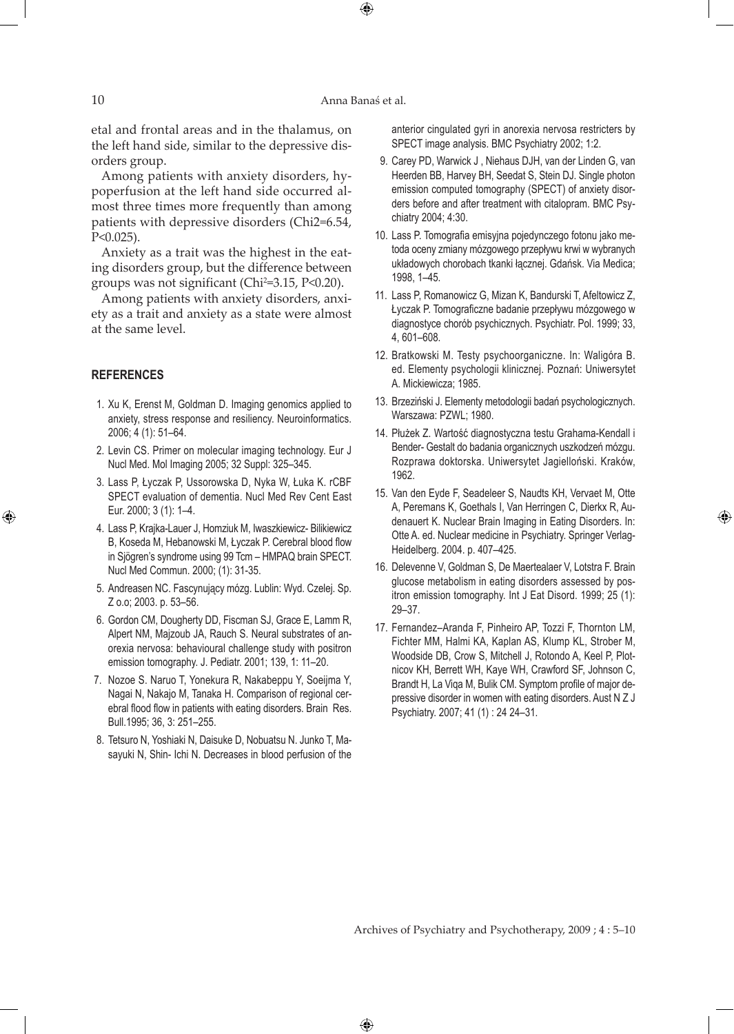etal and frontal areas and in the thalamus, on the left hand side, similar to the depressive disorders group.

Among patients with anxiety disorders, hypoperfusion at the left hand side occurred almost three times more frequently than among patients with depressive disorders (Chi2=6.54, P<0.025).

Anxiety as a trait was the highest in the eating disorders group, but the difference between groups was not significant ($Chi^2$=3.15, P<0.20).

Among patients with anxiety disorders, anxiety as a trait and anxiety as a state were almost at the same level.

## REFERENCES

1. Xu K, Erenst M, Goldman D. Imaging genomics applied to anxiety, stress response and resiliency. Neuroinformatics. 2006; 4 (1): 51–64.
2. Levin CS. Primer on molecular imaging technology. Eur J Nucl Med. Mol Imaging 2005; 32 Suppl: 325–345.
3. Lass P, Łyczak P, Ussorowska D, Nyka W, Łuka K. rCBF SPECT evaluation of dementia. Nucl Med Rev Cent East Eur. 2000; 3 (1): 1–4.
4. Lass P, Krajka-Lauer J, Homziuk M, Iwaszkiewicz- Bilikiewicz B, Koseda M, Hebanowski M, Łyczak P. Cerebral blood flow in Sjögren's syndrome using 99 Tcm – HMPAQ brain SPECT. Nucl Med Commun. 2000; (1): 31-35.
5. Andreasen NC. Fascynujący mózg. Lublin: Wyd. Czelej. Sp. Z o.o; 2003. p. 53–56.
6. Gordon CM, Dougherty DD, Fiscman SJ, Grace E, Lamm R, Alpert NM, Majzoub JA, Rauch S. Neural substrates of anorexia nervosa: behavioural challenge study with positron emission tomography. J. Pediatr. 2001; 139, 1: 11–20.
7. Nozoe S. Naruo T, Yonekura R, Nakabeppu Y, Soeijma Y, Nagai N, Nakajo M, Tanaka H. Comparison of regional cerebral flood flow in patients with eating disorders. Brain Res. Bull.1995; 36, 3: 251–255.
8. Tetsuro N, Yoshiaki N, Daisuke D, Nobuatsu N. Junko T, Masayuki N, Shin- Ichi N. Decreases in blood perfusion of the anterior cingulated gyri in anorexia nervosa restricters by SPECT image analysis. BMC Psychiatry 2002; 1:2.
9. Carey PD, Warwick J , Niehaus DJH, van der Linden G, van Heerden BB, Harvey BH, Seedat S, Stein DJ. Single photon emission computed tomography (SPECT) of anxiety disorders before and after treatment with citalopram. BMC Psychiatry 2004; 4:30.
10. Lass P. Tomografia emisyjna pojedynczego fotonu jako metoda oceny zmiany mózgowego przepływu krwi w wybranych układowych chorobach tkanki łącznej. Gdańsk. Via Medica; 1998, 1–45.
11. Lass P, Romanowicz G, Mizan K, Bandurski T, Afeltowicz Z, Łyczak P. Tomograficzne badanie przepływu mózgowego w diagnostyce chorób psychicznych. Psychiatr. Pol. 1999; 33, 4, 601–608.
12. Bratkowski M. Testy psychoorganiczne. In: Waligóra B. ed. Elementy psychologii klinicznej. Poznań: Uniwersytet A. Mickiewicza; 1985.
13. Brzeziński J. Elementy metodologii badań psychologicznych. Warszawa: PZWL; 1980.
14. Płużek Z. Wartość diagnostyczna testu Grahama-Kendall i Bender- Gestalt do badania organicznych uszkodzeń mózgu. Rozprawa doktorska. Uniwersytet Jagielloński. Kraków, 1962.
15. Van den Eyde F, Seadeleer S, Naudts KH, Vervaet M, Otte A, Peremans K, Goethals I, Van Herringen C, Dierkx R, Audenauert K. Nuclear Brain Imaging in Eating Disorders. In: Otte A. ed. Nuclear medicine in Psychiatry. Springer Verlag-Heidelberg. 2004. p. 407–425.
16. Delevenne V, Goldman S, De Maertealaer V, Lotstra F. Brain glucose metabolism in eating disorders assessed by positron emission tomography. Int J Eat Disord. 1999; 25 (1): 29–37.
17. Fernandez–Aranda F, Pinheiro AP, Tozzi F, Thornton LM, Fichter MM, Halmi KA, Kaplan AS, Klump KL, Strober M, Woodside DB, Crow S, Mitchell J, Rotondo A, Keel P, Plotnicov KH, Berrett WH, Kaye WH, Crawford SF, Johnson C, Brandt H, La Viqa M, Bulik CM. Symptom profile of major depressive disorder in women with eating disorders. Aust N Z J Psychiatry. 2007; 41 (1) : 24 24–31.